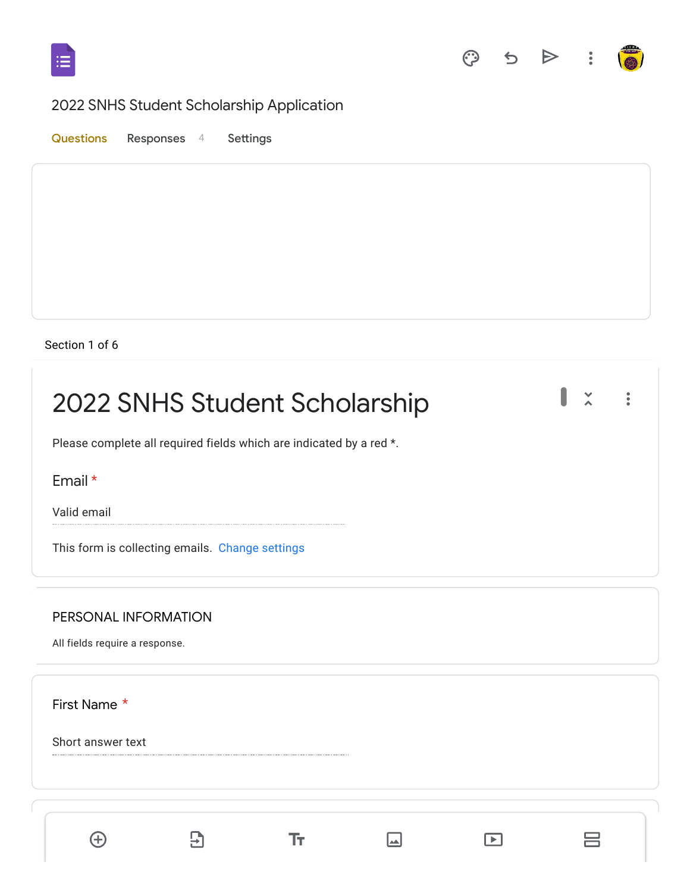2022 SNHS Student Scholarship Application

Questions Responses 4 Settings

Section 1 of 6

# 2022 SNHS Student Scholarship

Please complete all required fields which are indicated by a red *.

Email *

Valid email

This form is collecting emails. Change settings

## PERSONAL INFORMATION

All fields require a response.

First Name *

Short answer text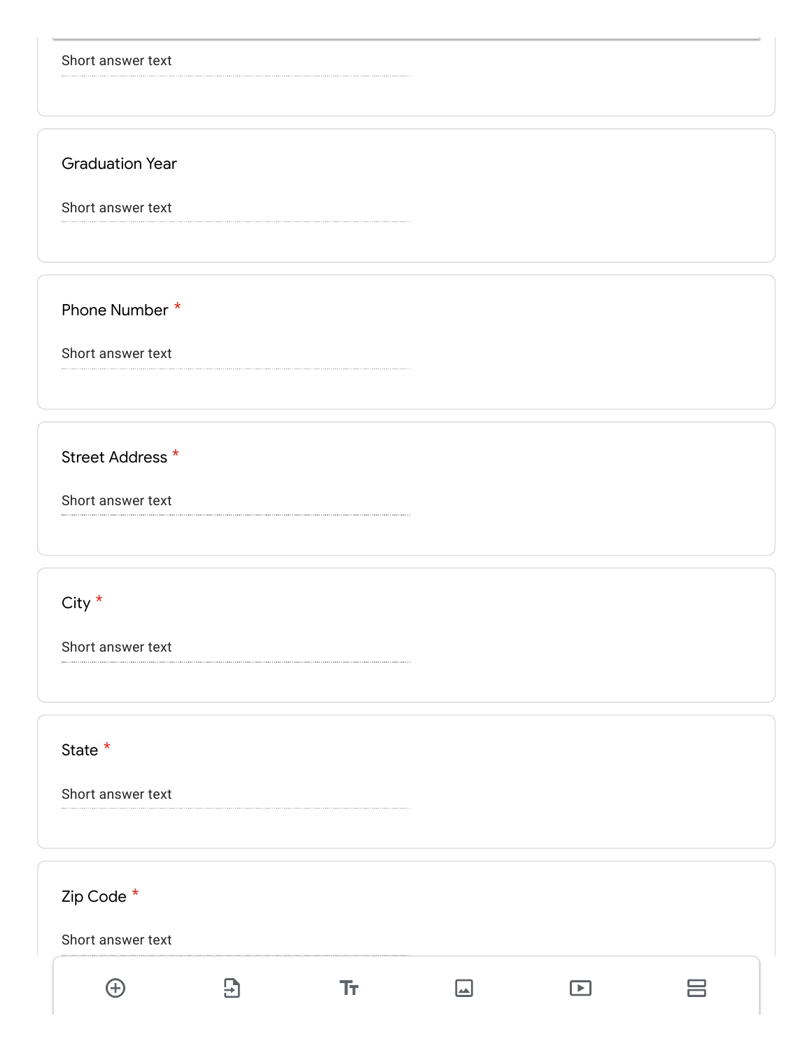Short answer text

Graduation Year

Short answer text

Phone Number *

Short answer text

Street Address *

Short answer text

City *

Short answer text

State *

Short answer text

Zip Code *

Short answer text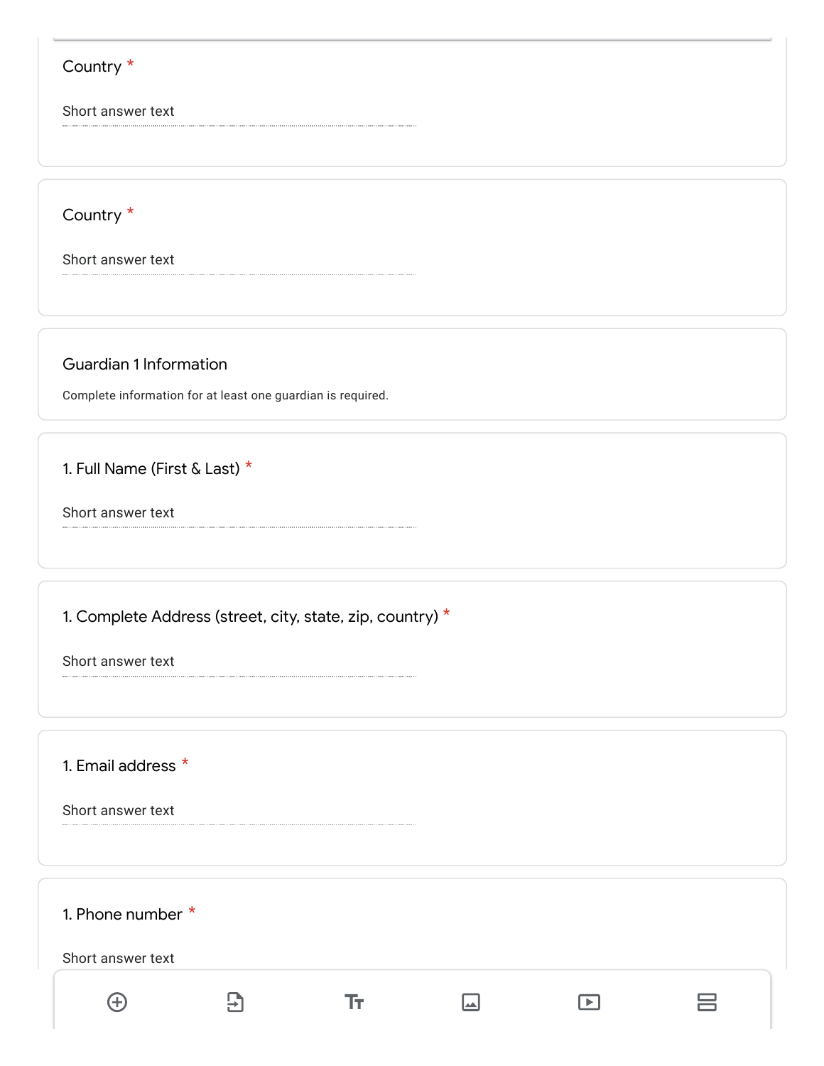Country *

Short answer text

Country *

Short answer text

## Guardian 1 Information

Complete information for at least one guardian is required.

1. Full Name (First & Last) *

Short answer text

1. Complete Address (street, city, state, zip, country) *

Short answer text

1. Email address *

Short answer text

1. Phone number *

Short answer text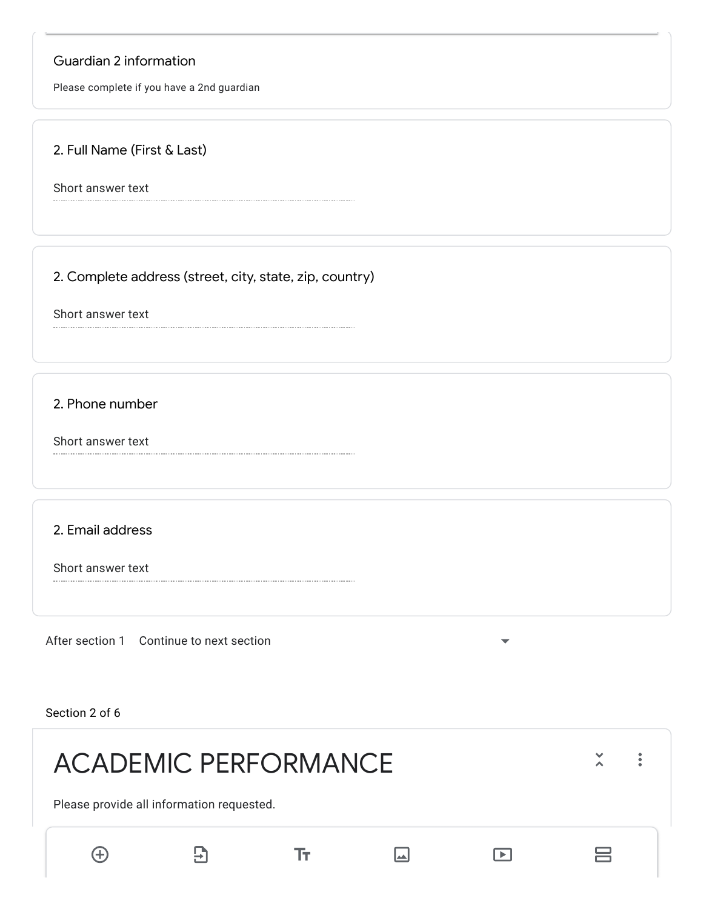## Guardian 2 information

Please complete if you have a 2nd guardian

**2. Full Name (First & Last)**

Short answer text

**2. Complete address (street, city, state, zip, country)**

Short answer text

**2. Phone number**

Short answer text

**2. Email address**

Short answer text

After section 1 Continue to next section

Section 2 of 6

# ACADEMIC PERFORMANCE

Please provide all information requested.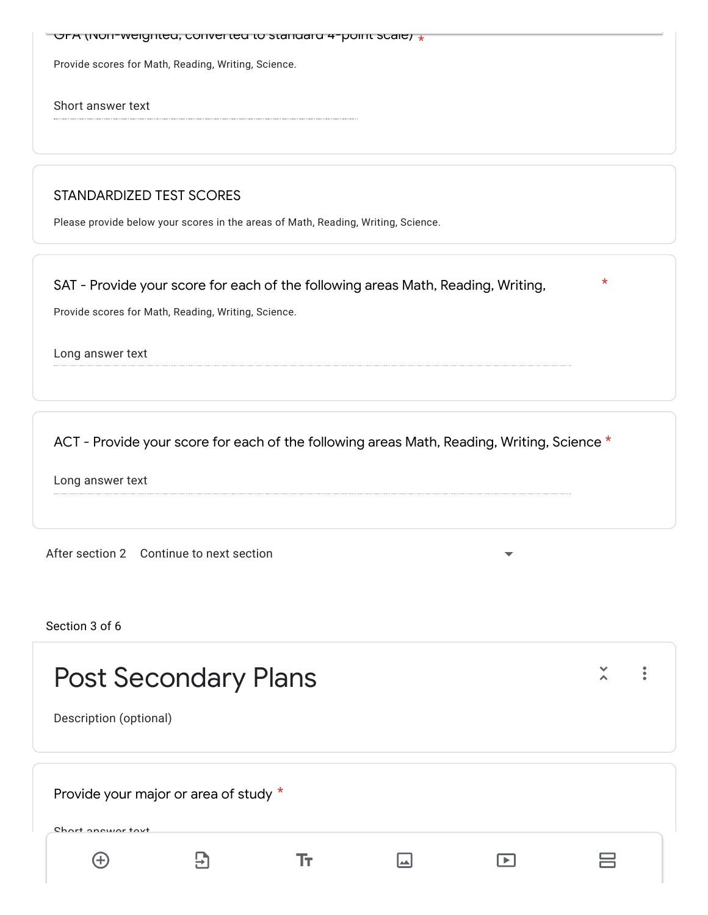GPA (Non-weighted, converted to standard 4-point scale) *

Provide scores for Math, Reading, Writing, Science.

Short answer text

STANDARDIZED TEST SCORES

Please provide below your scores in the areas of Math, Reading, Writing, Science.

SAT - Provide your score for each of the following areas Math, Reading, Writing, *

Provide scores for Math, Reading, Writing, Science.

Long answer text

ACT - Provide your score for each of the following areas Math, Reading, Writing, Science *

Long answer text

After section 2 Continue to next section

Section 3 of 6

# Post Secondary Plans

Description (optional)

Provide your major or area of study *

Short answer text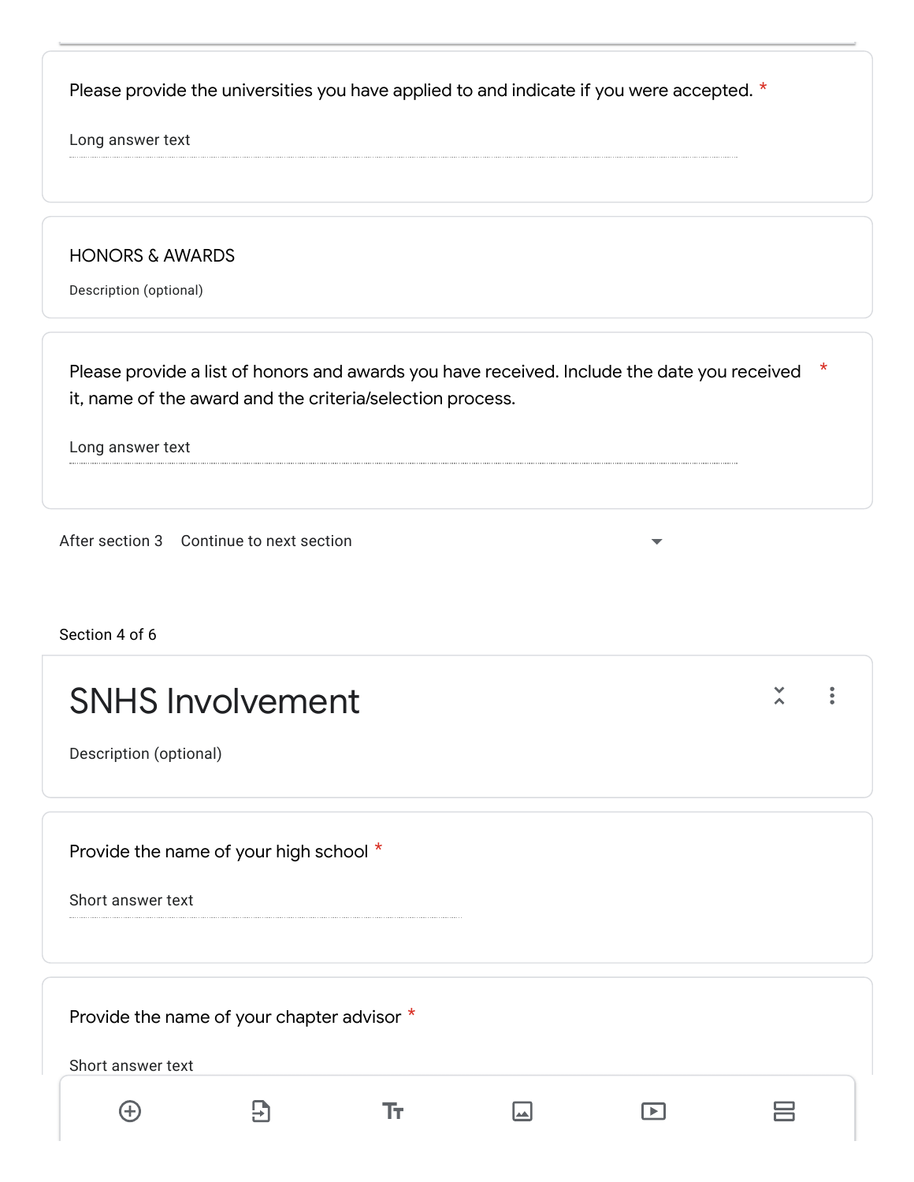Please provide the universities you have applied to and indicate if you were accepted. *

Long answer text

HONORS & AWARDS

Description (optional)

Please provide a list of honors and awards you have received. Include the date you received it, name of the award and the criteria/selection process. *

Long answer text

After section 3 Continue to next section

Section 4 of 6

# SNHS Involvement

Description (optional)

Provide the name of your high school *

Short answer text

Provide the name of your chapter advisor *

Short answer text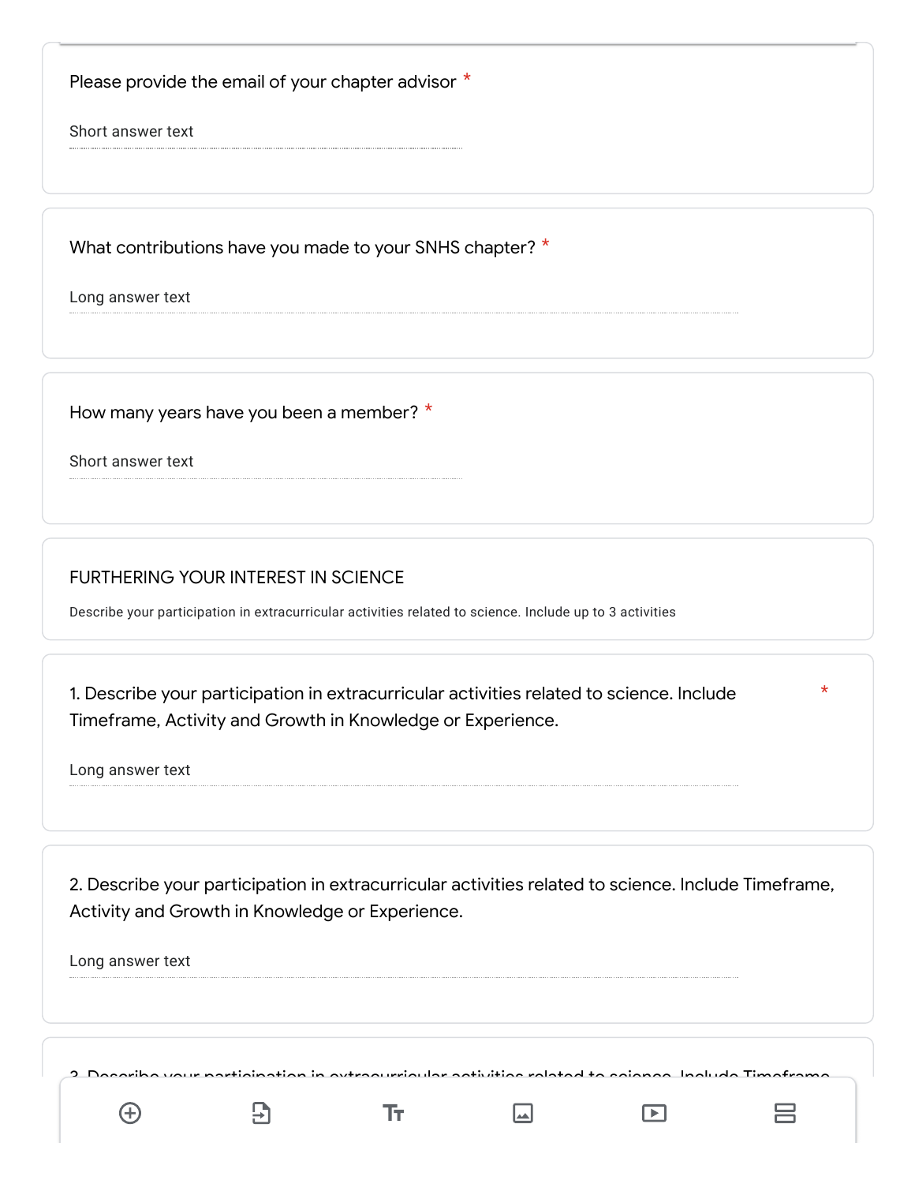Please provide the email of your chapter advisor *

Short answer text

What contributions have you made to your SNHS chapter? *

Long answer text

How many years have you been a member? *

Short answer text

## FURTHERING YOUR INTEREST IN SCIENCE

Describe your participation in extracurricular activities related to science. Include up to 3 activities

1. Describe your participation in extracurricular activities related to science. Include Timeframe, Activity and Growth in Knowledge or Experience. *

Long answer text

2. Describe your participation in extracurricular activities related to science. Include Timeframe, Activity and Growth in Knowledge or Experience.

Long answer text

3. Describe your participation in extracurricular activities related to science. Include Timeframe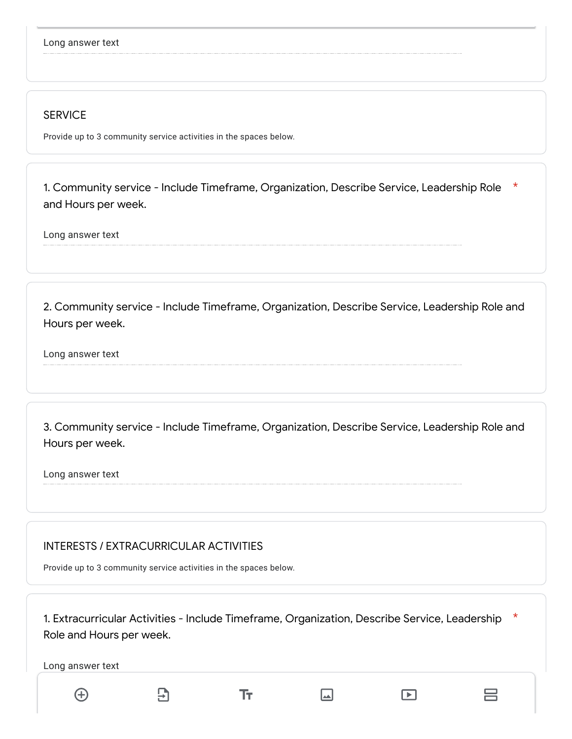Long answer text

## SERVICE

Provide up to 3 community service activities in the spaces below.

1. Community service - Include Timeframe, Organization, Describe Service, Leadership Role and Hours per week. *

Long answer text

2. Community service - Include Timeframe, Organization, Describe Service, Leadership Role and Hours per week.

Long answer text

3. Community service - Include Timeframe, Organization, Describe Service, Leadership Role and Hours per week.

Long answer text

## INTERESTS / EXTRACURRICULAR ACTIVITIES

Provide up to 3 community service activities in the spaces below.

1. Extracurricular Activities - Include Timeframe, Organization, Describe Service, Leadership Role and Hours per week. *

Long answer text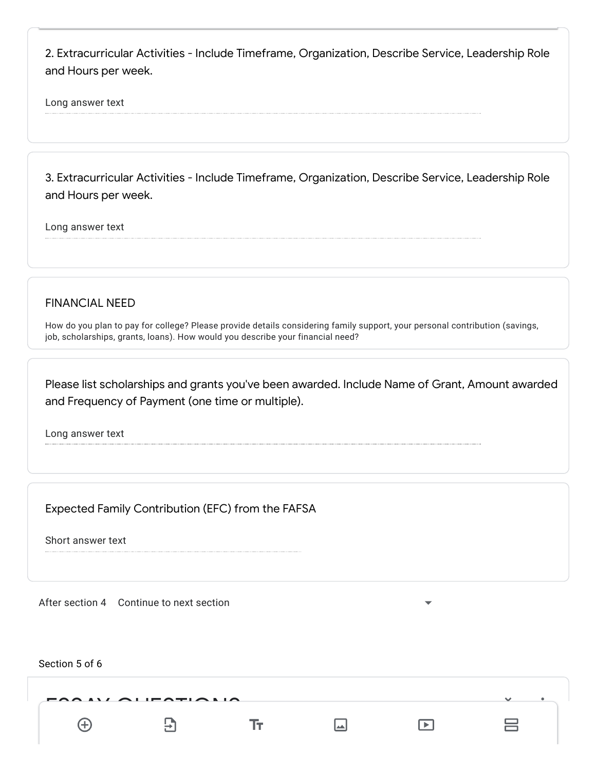2. Extracurricular Activities - Include Timeframe, Organization, Describe Service, Leadership Role and Hours per week.

Long answer text

3. Extracurricular Activities - Include Timeframe, Organization, Describe Service, Leadership Role and Hours per week.

Long answer text

## FINANCIAL NEED

How do you plan to pay for college? Please provide details considering family support, your personal contribution (savings, job, scholarships, grants, loans). How would you describe your financial need?

Please list scholarships and grants you've been awarded. Include Name of Grant, Amount awarded and Frequency of Payment (one time or multiple).

Long answer text

Expected Family Contribution (EFC) from the FAFSA

Short answer text

After section 4 Continue to next section

Section 5 of 6

## ESSAY QUESTIONS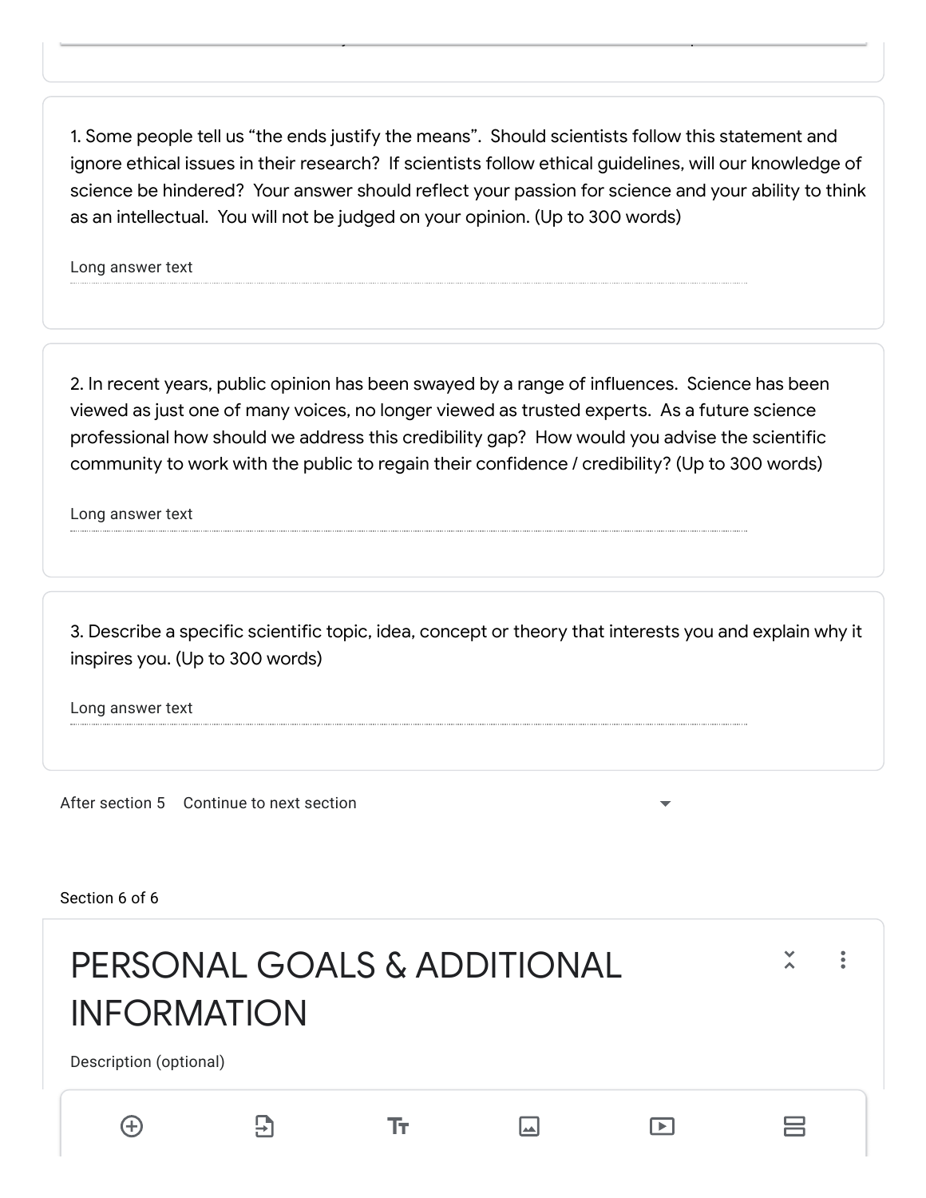1. Some people tell us "the ends justify the means". Should scientists follow this statement and ignore ethical issues in their research? If scientists follow ethical guidelines, will our knowledge of science be hindered? Your answer should reflect your passion for science and your ability to think as an intellectual. You will not be judged on your opinion. (Up to 300 words)

Long answer text

2. In recent years, public opinion has been swayed by a range of influences. Science has been viewed as just one of many voices, no longer viewed as trusted experts. As a future science professional how should we address this credibility gap? How would you advise the scientific community to work with the public to regain their confidence / credibility? (Up to 300 words)

Long answer text

3. Describe a specific scientific topic, idea, concept or theory that interests you and explain why it inspires you. (Up to 300 words)

Long answer text

After section 5 Continue to next section

Section 6 of 6

# PERSONAL GOALS & ADDITIONAL INFORMATION

Description (optional)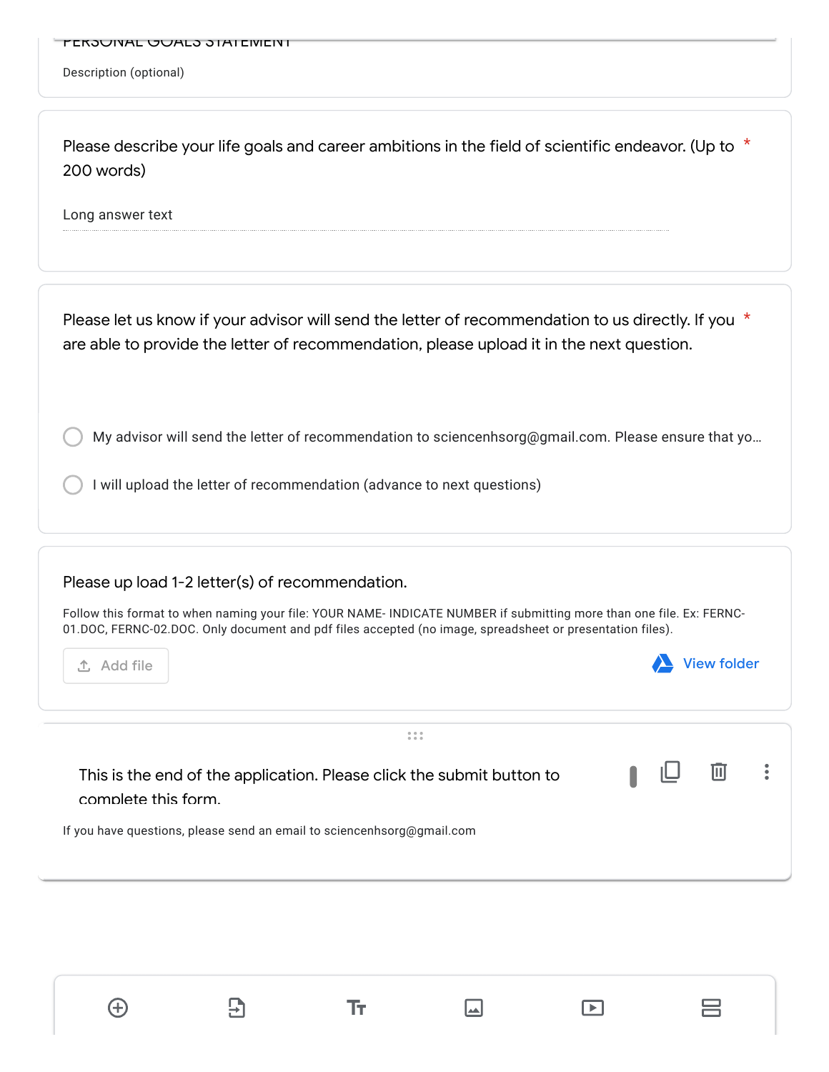PERSONAL GOALS STATEMENT

Description (optional)

Please describe your life goals and career ambitions in the field of scientific endeavor. (Up to 200 words) *

Long answer text

Please let us know if your advisor will send the letter of recommendation to us directly. If you are able to provide the letter of recommendation, please upload it in the next question. *

- My advisor will send the letter of recommendation to sciencenhsorg@gmail.com. Please ensure that yo...
- I will upload the letter of recommendation (advance to next questions)

Please up load 1-2 letter(s) of recommendation.

Follow this format to when naming your file: YOUR NAME- INDICATE NUMBER if submitting more than one file. Ex: FERNC-01.DOC, FERNC-02.DOC. Only document and pdf files accepted (no image, spreadsheet or presentation files).

Add file

View folder

This is the end of the application. Please click the submit button to complete this form.

If you have questions, please send an email to sciencenhsorg@gmail.com